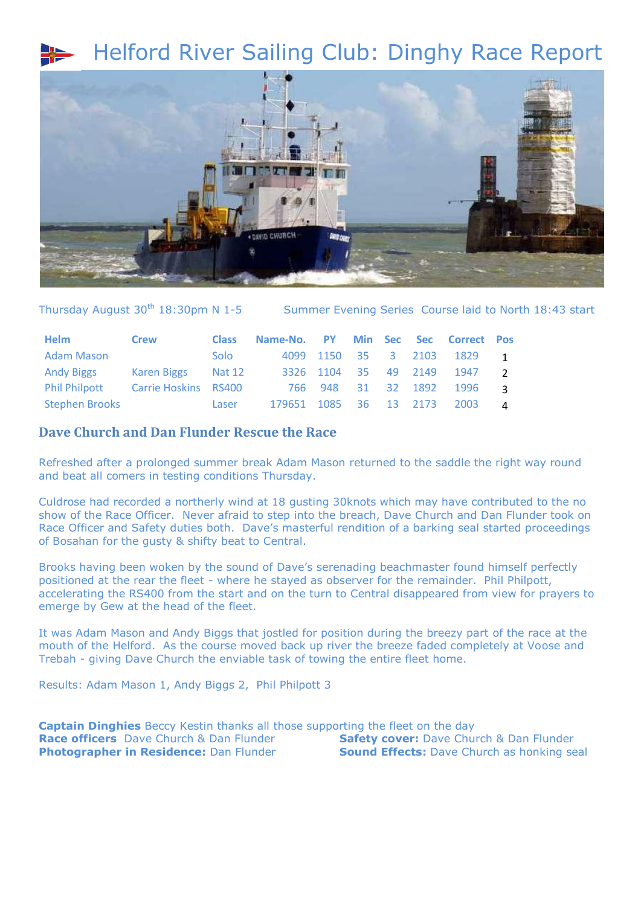# Helford River Sailing Club: Dinghy Race Report

Thursday August 30th 18:30pm N 1-5 Summer Evening Series Course laid to North 18:43 start

| Helm | Crew | Class | Name-No. | PY | Min | Sec | Sec | Correct | Pos |
|---|---|---|---|---|---|---|---|---|---|
| Adam Mason | | Solo | 4099 | 1150 | 35 | 3 | 2103 | 1829 | 1 |
| Andy Biggs | Karen Biggs | Nat 12 | 3326 | 1104 | 35 | 49 | 2149 | 1947 | 2 |
| Phil Philpott | Carrie Hoskins | RS400 | 766 | 948 | 31 | 32 | 1892 | 1996 | 3 |
| Stephen Brooks | | Laser | 179651 | 1085 | 36 | 13 | 2173 | 2003 | 4 |

## Dave Church and Dan Flunder Rescue the Race

Refreshed after a prolonged summer break Adam Mason returned to the saddle the right way round and beat all comers in testing conditions Thursday.

Culdrose had recorded a northerly wind at 18 gusting 30knots which may have contributed to the no show of the Race Officer. Never afraid to step into the breach, Dave Church and Dan Flunder took on Race Officer and Safety duties both. Dave's masterful rendition of a barking seal started proceedings of Bosahan for the gusty & shifty beat to Central.

Brooks having been woken by the sound of Dave's serenading beachmaster found himself perfectly positioned at the rear the fleet - where he stayed as observer for the remainder. Phil Philpott, accelerating the RS400 from the start and on the turn to Central disappeared from view for prayers to emerge by Gew at the head of the fleet.

It was Adam Mason and Andy Biggs that jostled for position during the breezy part of the race at the mouth of the Helford. As the course moved back up river the breeze faded completely at Voose and Trebah - giving Dave Church the enviable task of towing the entire fleet home.

Results: Adam Mason 1, Andy Biggs 2, Phil Philpott 3

**Captain Dinghies** Beccy Kestin thanks all those supporting the fleet on the day

**Race officers** Dave Church & Dan Flunder

**Safety cover:** Dave Church & Dan Flunder

**Photographer in Residence:** Dan Flunder

**Sound Effects:** Dave Church as honking seal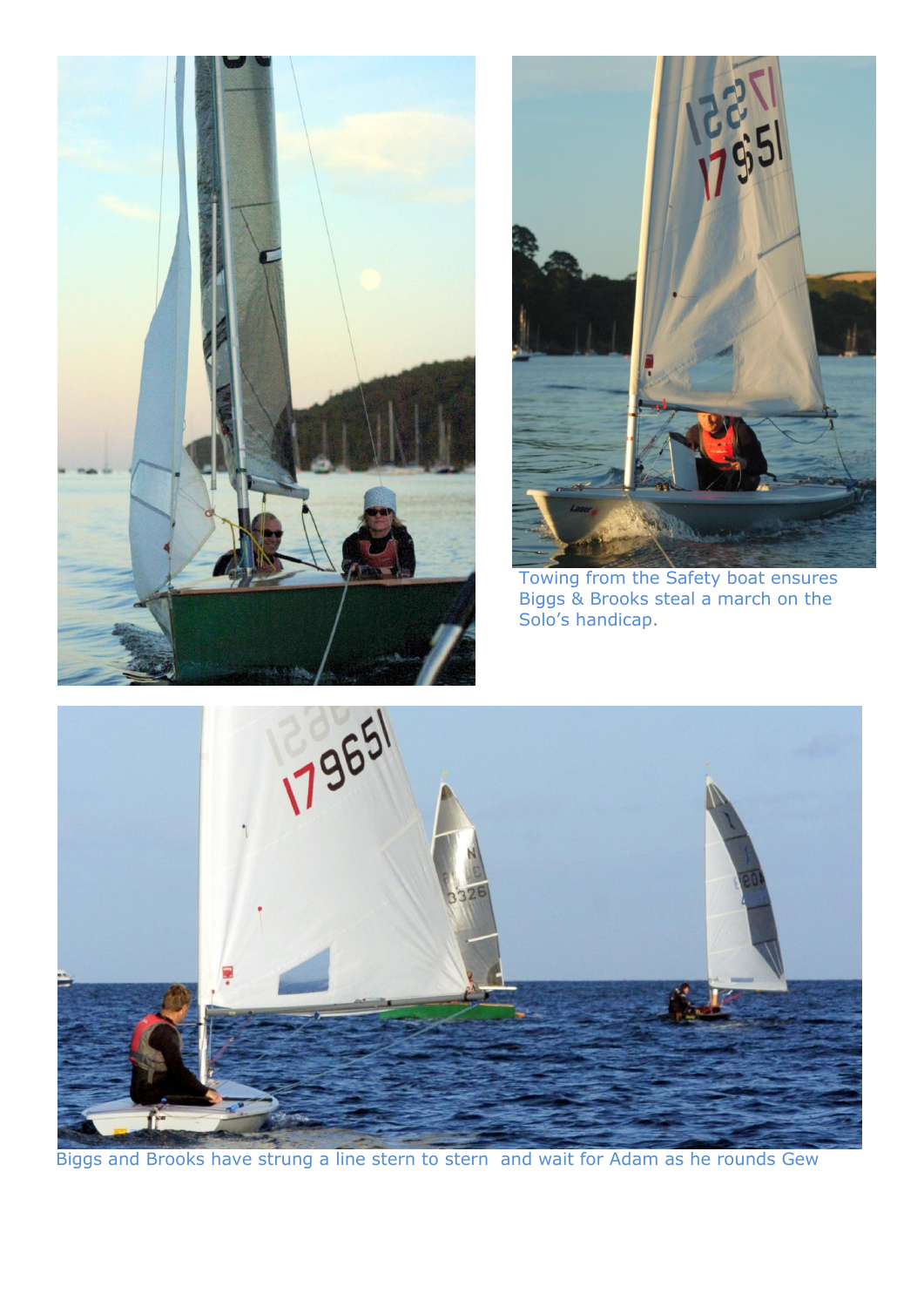Towing from the Safety boat ensures Biggs & Brooks steal a march on the Solo's handicap.

Biggs and Brooks have strung a line stern to stern and wait for Adam as he rounds Gew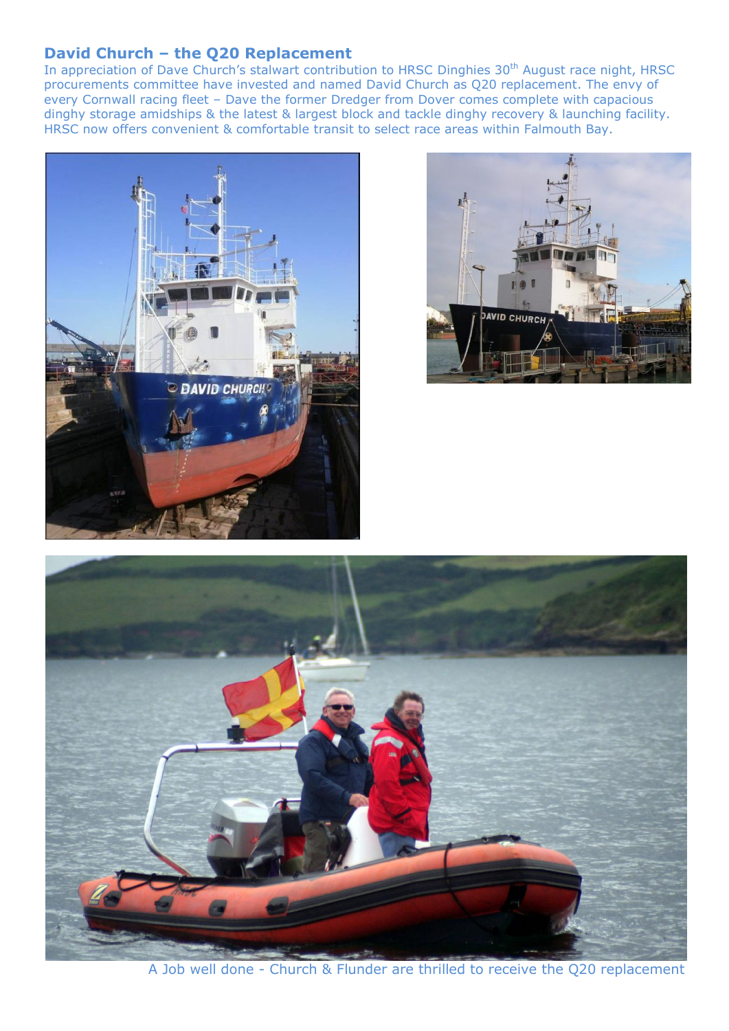## David Church – the Q20 Replacement

In appreciation of Dave Church's stalwart contribution to HRSC Dinghies 30th August race night, HRSC procurements committee have invested and named David Church as Q20 replacement. The envy of every Cornwall racing fleet – Dave the former Dredger from Dover comes complete with capacious dinghy storage amidships & the latest & largest block and tackle dinghy recovery & launching facility. HRSC now offers convenient & comfortable transit to select race areas within Falmouth Bay.

A Job well done - Church & Flunder are thrilled to receive the Q20 replacement